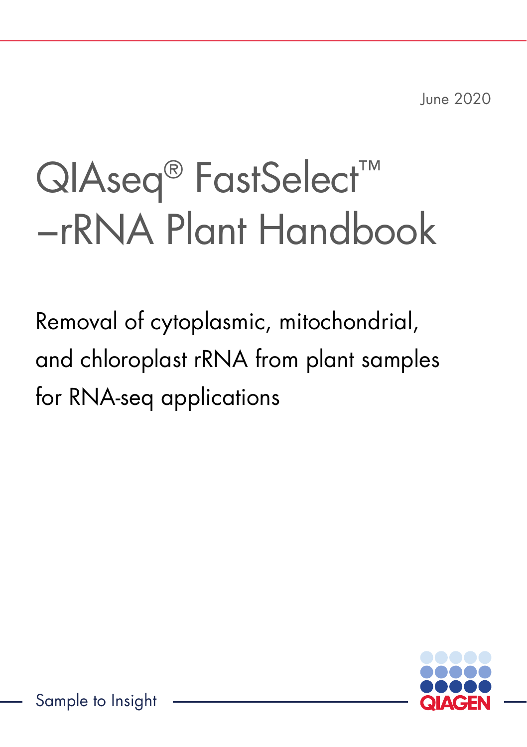June 2020

# QIAseq® FastSelect™ –rRNA Plant Handbook

Removal of cytoplasmic, mitochondrial, and chloroplast rRNA from plant samples for RNA-seq applications

Sample to Insight

QIAGEN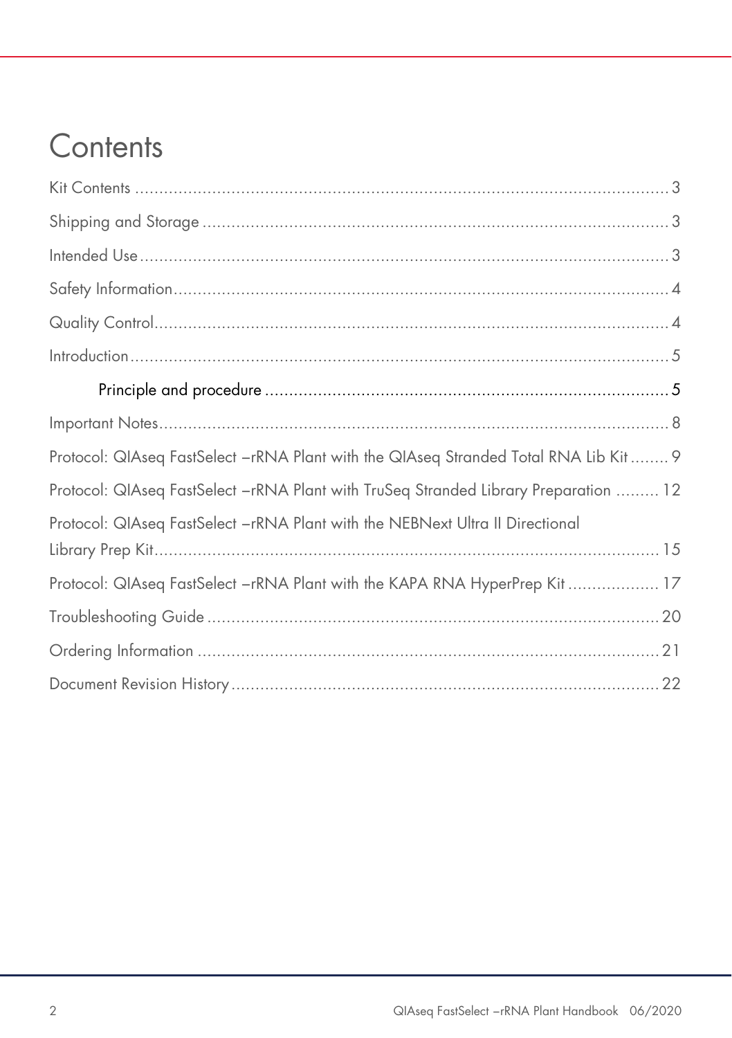# Contents

Kit Contents .......... 3

Shipping and Storage .......... 3

Intended Use .......... 3

Safety Information .......... 4

Quality Control .......... 4

Introduction .......... 5

- Principle and procedure .......... 5

Important Notes .......... 8

Protocol: QIAseq FastSelect –rRNA Plant with the QIAseq Stranded Total RNA Lib Kit .......... 9

Protocol: QIAseq FastSelect –rRNA Plant with TruSeq Stranded Library Preparation .......... 12

Protocol: QIAseq FastSelect –rRNA Plant with the NEBNext Ultra II Directional Library Prep Kit .......... 15

Protocol: QIAseq FastSelect –rRNA Plant with the KAPA RNA HyperPrep Kit .......... 17

Troubleshooting Guide .......... 20

Ordering Information .......... 21

Document Revision History .......... 22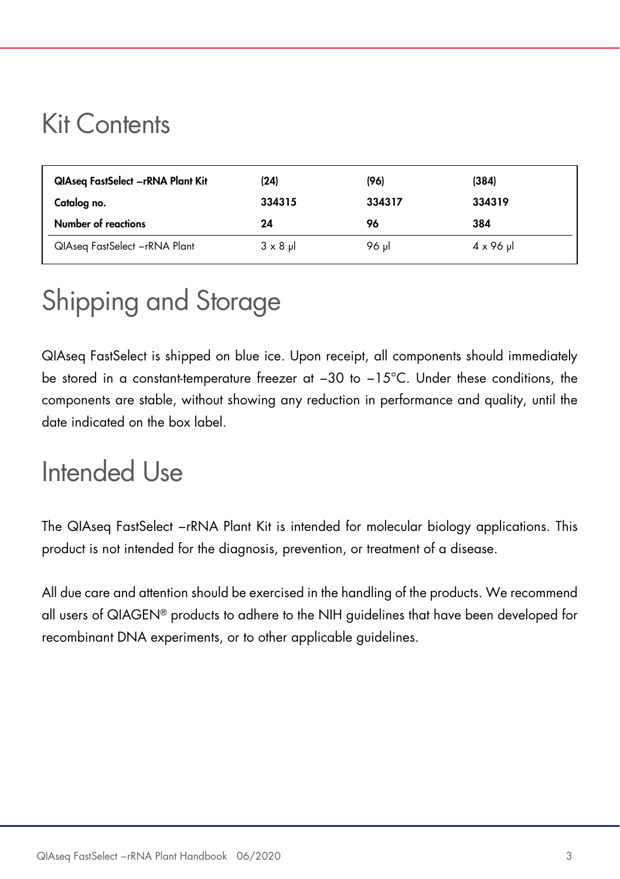# Kit Contents

| QIAseq FastSelect –rRNA Plant Kit | (24) | (96) | (384) |
|---|---|---|---|
| **Catalog no.** | **334315** | **334317** | **334319** |
| **Number of reactions** | **24** | **96** | **384** |
| QIAseq FastSelect –rRNA Plant | 3 x 8 µl | 96 µl | 4 x 96 µl |

# Shipping and Storage

QIAseq FastSelect is shipped on blue ice. Upon receipt, all components should immediately be stored in a constant-temperature freezer at –30 to –15°C. Under these conditions, the components are stable, without showing any reduction in performance and quality, until the date indicated on the box label.

# Intended Use

The QIAseq FastSelect –rRNA Plant Kit is intended for molecular biology applications. This product is not intended for the diagnosis, prevention, or treatment of a disease.

All due care and attention should be exercised in the handling of the products. We recommend all users of QIAGEN® products to adhere to the NIH guidelines that have been developed for recombinant DNA experiments, or to other applicable guidelines.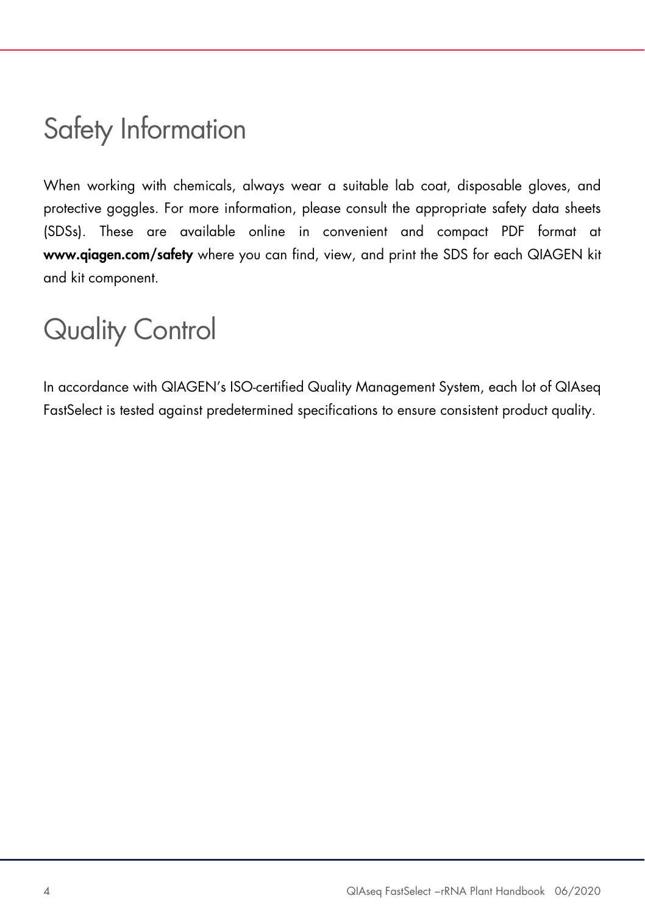# Safety Information

When working with chemicals, always wear a suitable lab coat, disposable gloves, and protective goggles. For more information, please consult the appropriate safety data sheets (SDSs). These are available online in convenient and compact PDF format at **www.qiagen.com/safety** where you can find, view, and print the SDS for each QIAGEN kit and kit component.

# Quality Control

In accordance with QIAGEN's ISO-certified Quality Management System, each lot of QIAseq FastSelect is tested against predetermined specifications to ensure consistent product quality.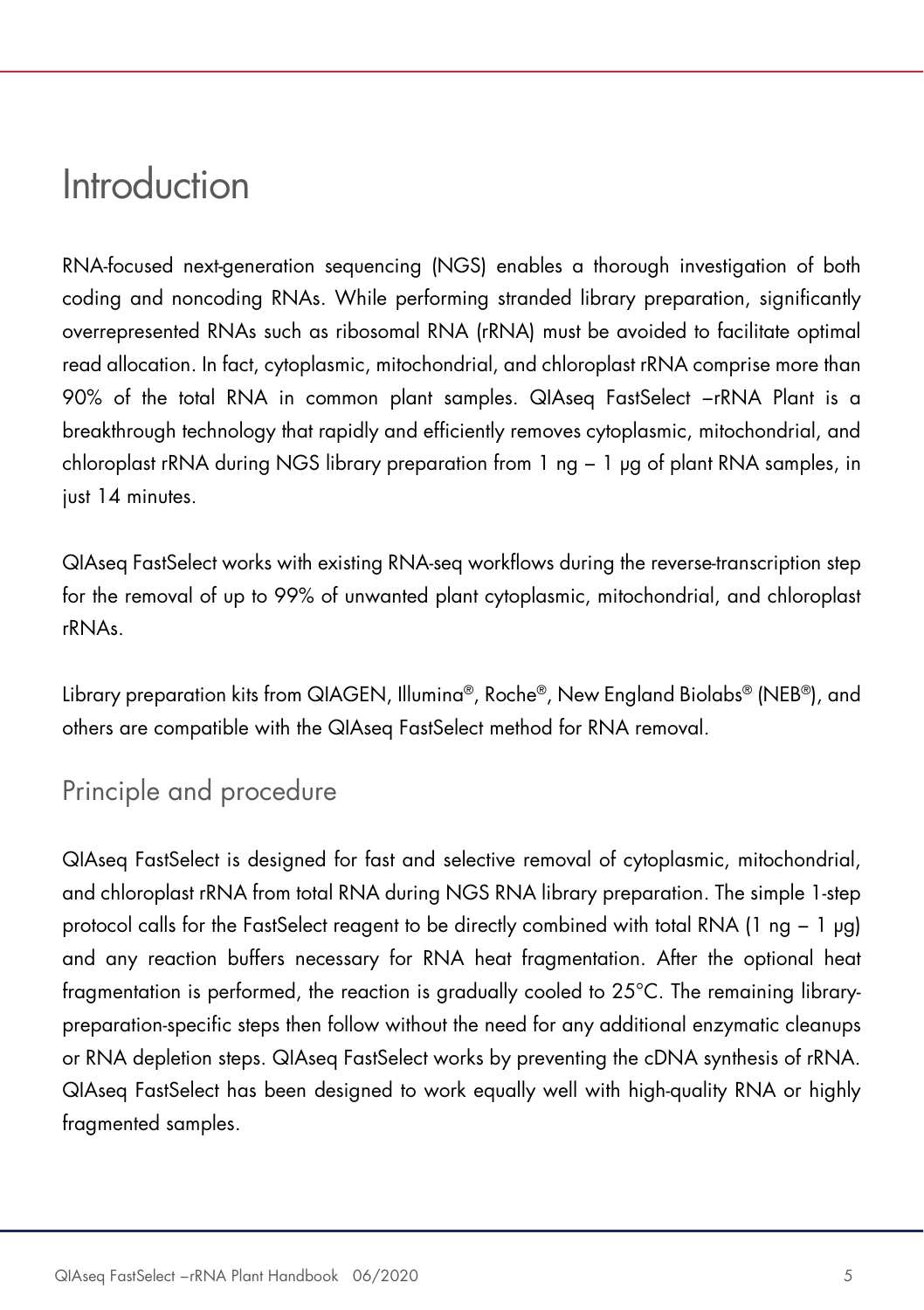# Introduction

RNA-focused next-generation sequencing (NGS) enables a thorough investigation of both coding and noncoding RNAs. While performing stranded library preparation, significantly overrepresented RNAs such as ribosomal RNA (rRNA) must be avoided to facilitate optimal read allocation. In fact, cytoplasmic, mitochondrial, and chloroplast rRNA comprise more than 90% of the total RNA in common plant samples. QIAseq FastSelect –rRNA Plant is a breakthrough technology that rapidly and efficiently removes cytoplasmic, mitochondrial, and chloroplast rRNA during NGS library preparation from 1 ng – 1 µg of plant RNA samples, in just 14 minutes.

QIAseq FastSelect works with existing RNA-seq workflows during the reverse-transcription step for the removal of up to 99% of unwanted plant cytoplasmic, mitochondrial, and chloroplast rRNAs.

Library preparation kits from QIAGEN, Illumina®, Roche®, New England Biolabs® (NEB®), and others are compatible with the QIAseq FastSelect method for RNA removal.

## Principle and procedure

QIAseq FastSelect is designed for fast and selective removal of cytoplasmic, mitochondrial, and chloroplast rRNA from total RNA during NGS RNA library preparation. The simple 1-step protocol calls for the FastSelect reagent to be directly combined with total RNA (1 ng – 1 µg) and any reaction buffers necessary for RNA heat fragmentation. After the optional heat fragmentation is performed, the reaction is gradually cooled to 25°C. The remaining library-preparation-specific steps then follow without the need for any additional enzymatic cleanups or RNA depletion steps. QIAseq FastSelect works by preventing the cDNA synthesis of rRNA. QIAseq FastSelect has been designed to work equally well with high-quality RNA or highly fragmented samples.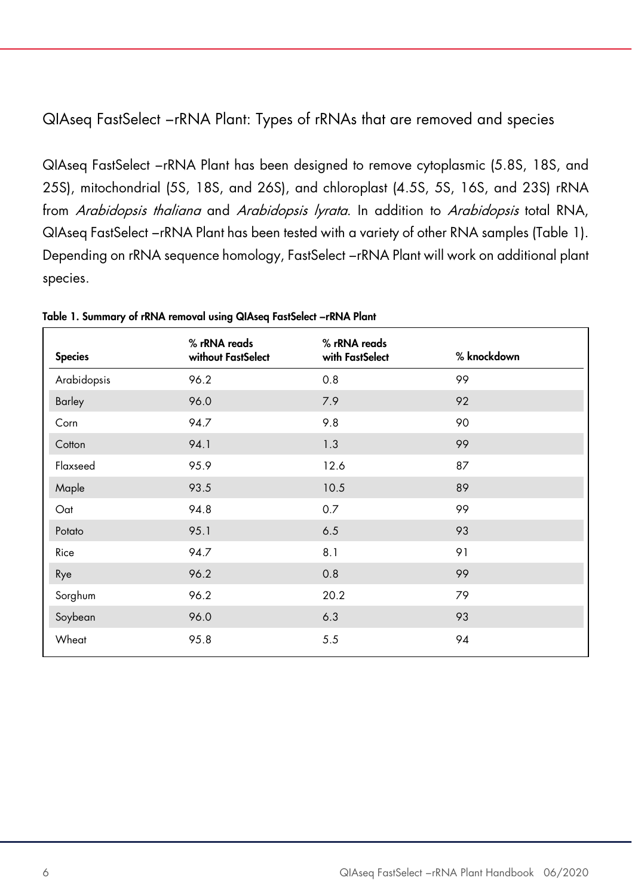## QIAseq FastSelect –rRNA Plant: Types of rRNAs that are removed and species

QIAseq FastSelect –rRNA Plant has been designed to remove cytoplasmic (5.8S, 18S, and 25S), mitochondrial (5S, 18S, and 26S), and chloroplast (4.5S, 5S, 16S, and 23S) rRNA from *Arabidopsis thaliana* and *Arabidopsis lyrata*. In addition to *Arabidopsis* total RNA, QIAseq FastSelect –rRNA Plant has been tested with a variety of other RNA samples (Table 1). Depending on rRNA sequence homology, FastSelect –rRNA Plant will work on additional plant species.

**Table 1. Summary of rRNA removal using QIAseq FastSelect –rRNA Plant**

| Species | % rRNA reads without FastSelect | % rRNA reads with FastSelect | % knockdown |
|---|---|---|---|
| Arabidopsis | 96.2 | 0.8 | 99 |
| Barley | 96.0 | 7.9 | 92 |
| Corn | 94.7 | 9.8 | 90 |
| Cotton | 94.1 | 1.3 | 99 |
| Flaxseed | 95.9 | 12.6 | 87 |
| Maple | 93.5 | 10.5 | 89 |
| Oat | 94.8 | 0.7 | 99 |
| Potato | 95.1 | 6.5 | 93 |
| Rice | 94.7 | 8.1 | 91 |
| Rye | 96.2 | 0.8 | 99 |
| Sorghum | 96.2 | 20.2 | 79 |
| Soybean | 96.0 | 6.3 | 93 |
| Wheat | 95.8 | 5.5 | 94 |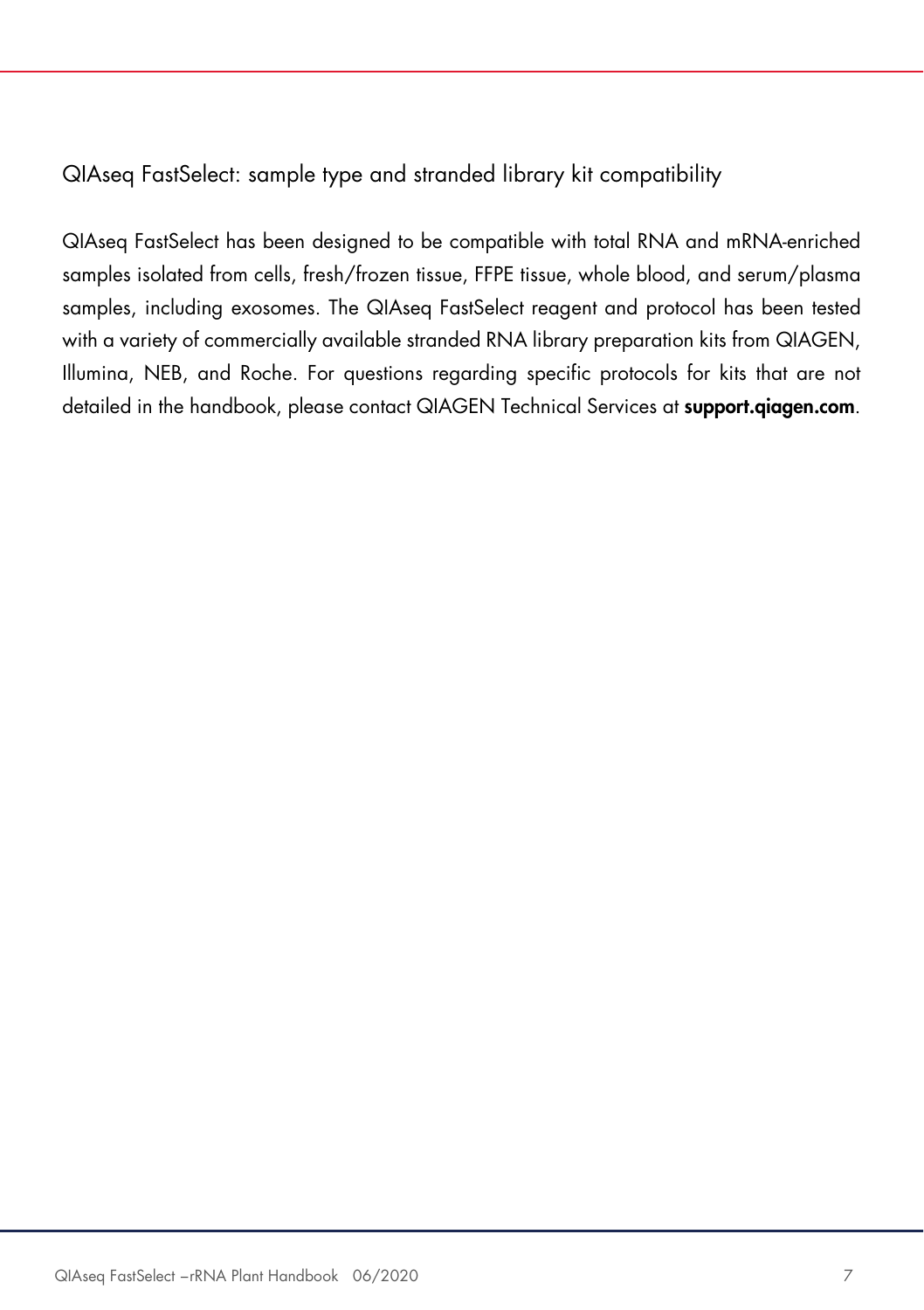## QIAseq FastSelect: sample type and stranded library kit compatibility

QIAseq FastSelect has been designed to be compatible with total RNA and mRNA-enriched samples isolated from cells, fresh/frozen tissue, FFPE tissue, whole blood, and serum/plasma samples, including exosomes. The QIAseq FastSelect reagent and protocol has been tested with a variety of commercially available stranded RNA library preparation kits from QIAGEN, Illumina, NEB, and Roche. For questions regarding specific protocols for kits that are not detailed in the handbook, please contact QIAGEN Technical Services at **support.qiagen.com**.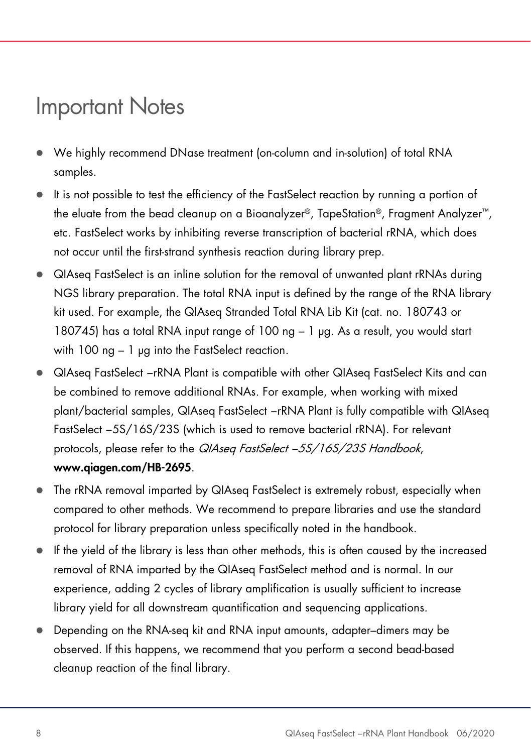# Important Notes

- We highly recommend DNase treatment (on-column and in-solution) of total RNA samples.
- It is not possible to test the efficiency of the FastSelect reaction by running a portion of the eluate from the bead cleanup on a Bioanalyzer®, TapeStation®, Fragment Analyzer™, etc. FastSelect works by inhibiting reverse transcription of bacterial rRNA, which does not occur until the first-strand synthesis reaction during library prep.
- QIAseq FastSelect is an inline solution for the removal of unwanted plant rRNAs during NGS library preparation. The total RNA input is defined by the range of the RNA library kit used. For example, the QIAseq Stranded Total RNA Lib Kit (cat. no. 180743 or 180745) has a total RNA input range of 100 ng – 1 µg. As a result, you would start with 100 ng – 1 µg into the FastSelect reaction.
- QIAseq FastSelect –rRNA Plant is compatible with other QIAseq FastSelect Kits and can be combined to remove additional RNAs. For example, when working with mixed plant/bacterial samples, QIAseq FastSelect –rRNA Plant is fully compatible with QIAseq FastSelect –5S/16S/23S (which is used to remove bacterial rRNA). For relevant protocols, please refer to the *QIAseq FastSelect –5S/16S/23S Handbook*, **www.qiagen.com/HB-2695**.
- The rRNA removal imparted by QIAseq FastSelect is extremely robust, especially when compared to other methods. We recommend to prepare libraries and use the standard protocol for library preparation unless specifically noted in the handbook.
- If the yield of the library is less than other methods, this is often caused by the increased removal of RNA imparted by the QIAseq FastSelect method and is normal. In our experience, adding 2 cycles of library amplification is usually sufficient to increase library yield for all downstream quantification and sequencing applications.
- Depending on the RNA-seq kit and RNA input amounts, adapter–dimers may be observed. If this happens, we recommend that you perform a second bead-based cleanup reaction of the final library.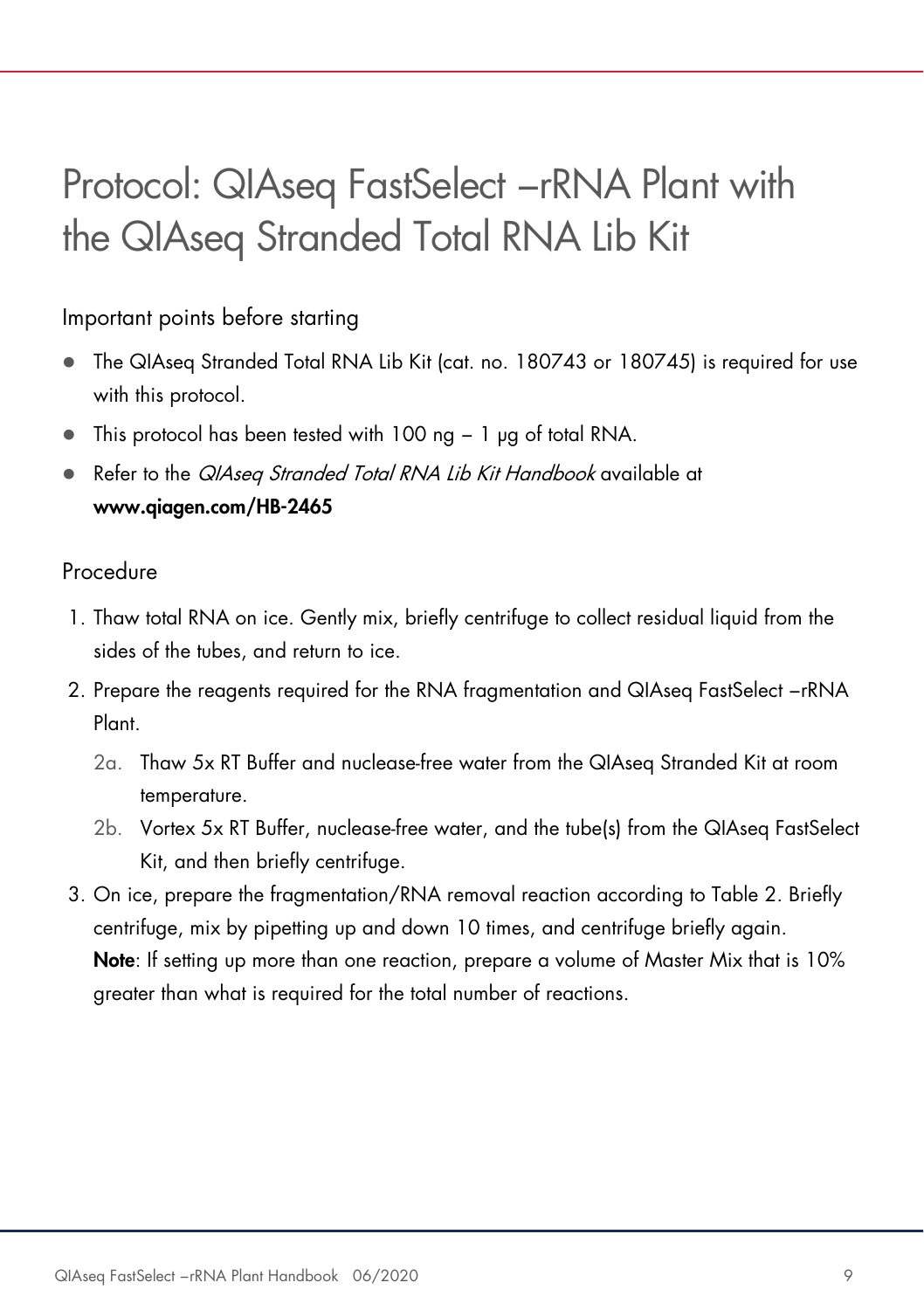# Protocol: QIAseq FastSelect –rRNA Plant with the QIAseq Stranded Total RNA Lib Kit

## Important points before starting

- The QIAseq Stranded Total RNA Lib Kit (cat. no. 180743 or 180745) is required for use with this protocol.
- This protocol has been tested with 100 ng – 1 µg of total RNA.
- Refer to the *QIAseq Stranded Total RNA Lib Kit Handbook* available at **www.qiagen.com/HB-2465**

## Procedure

1. Thaw total RNA on ice. Gently mix, briefly centrifuge to collect residual liquid from the sides of the tubes, and return to ice.
2. Prepare the reagents required for the RNA fragmentation and QIAseq FastSelect –rRNA Plant.
   - 2a. Thaw 5x RT Buffer and nuclease-free water from the QIAseq Stranded Kit at room temperature.
   - 2b. Vortex 5x RT Buffer, nuclease-free water, and the tube(s) from the QIAseq FastSelect Kit, and then briefly centrifuge.
3. On ice, prepare the fragmentation/RNA removal reaction according to Table 2. Briefly centrifuge, mix by pipetting up and down 10 times, and centrifuge briefly again.
   **Note**: If setting up more than one reaction, prepare a volume of Master Mix that is 10% greater than what is required for the total number of reactions.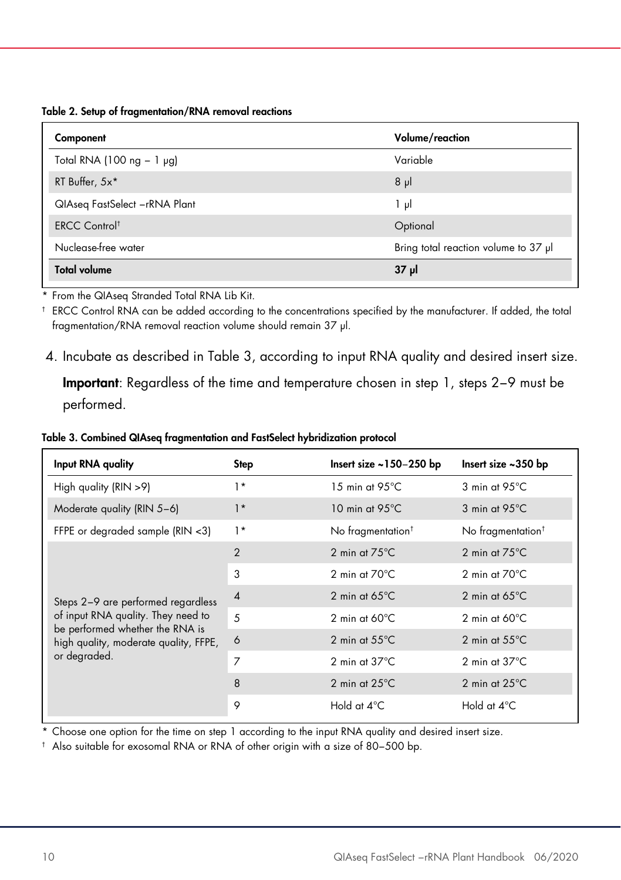**Table 2. Setup of fragmentation/RNA removal reactions**

| Component | Volume/reaction |
|---|---|
| Total RNA (100 ng – 1 µg) | Variable |
| RT Buffer, 5x* | 8 µl |
| QIAseq FastSelect –rRNA Plant | 1 µl |
| ERCC Control† | Optional |
| Nuclease-free water | Bring total reaction volume to 37 µl |
| **Total volume** | **37 µl** |

\* From the QIAseq Stranded Total RNA Lib Kit.

† ERCC Control RNA can be added according to the concentrations specified by the manufacturer. If added, the total fragmentation/RNA removal reaction volume should remain 37 µl.

4. Incubate as described in Table 3, according to input RNA quality and desired insert size.

   **Important**: Regardless of the time and temperature chosen in step 1, steps 2–9 must be performed.

**Table 3. Combined QIAseq fragmentation and FastSelect hybridization protocol**

| Input RNA quality | Step | Insert size ~150–250 bp | Insert size ~350 bp |
|---|---|---|---|
| High quality (RIN >9) | 1* | 15 min at 95°C | 3 min at 95°C |
| Moderate quality (RIN 5–6) | 1* | 10 min at 95°C | 3 min at 95°C |
| FFPE or degraded sample (RIN <3) | 1* | No fragmentation† | No fragmentation† |
| Steps 2–9 are performed regardless of input RNA quality. They need to be performed whether the RNA is high quality, moderate quality, FFPE, or degraded. | 2 | 2 min at 75°C | 2 min at 75°C |
| | 3 | 2 min at 70°C | 2 min at 70°C |
| | 4 | 2 min at 65°C | 2 min at 65°C |
| | 5 | 2 min at 60°C | 2 min at 60°C |
| | 6 | 2 min at 55°C | 2 min at 55°C |
| | 7 | 2 min at 37°C | 2 min at 37°C |
| | 8 | 2 min at 25°C | 2 min at 25°C |
| | 9 | Hold at 4°C | Hold at 4°C |

\* Choose one option for the time on step 1 according to the input RNA quality and desired insert size.

† Also suitable for exosomal RNA or RNA of other origin with a size of 80–500 bp.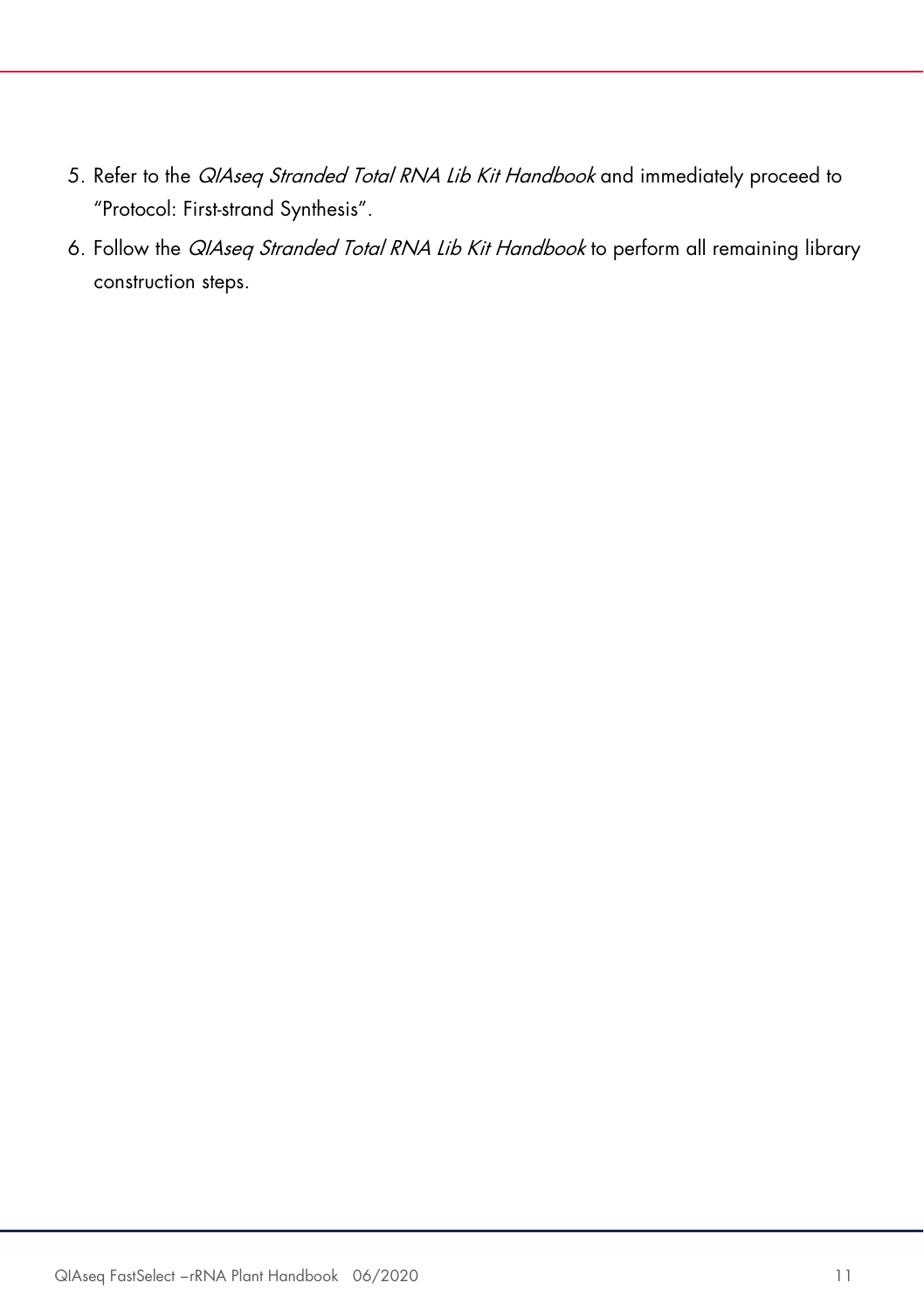5. Refer to the *QIAseq Stranded Total RNA Lib Kit Handbook* and immediately proceed to "Protocol: First-strand Synthesis".
6. Follow the *QIAseq Stranded Total RNA Lib Kit Handbook* to perform all remaining library construction steps.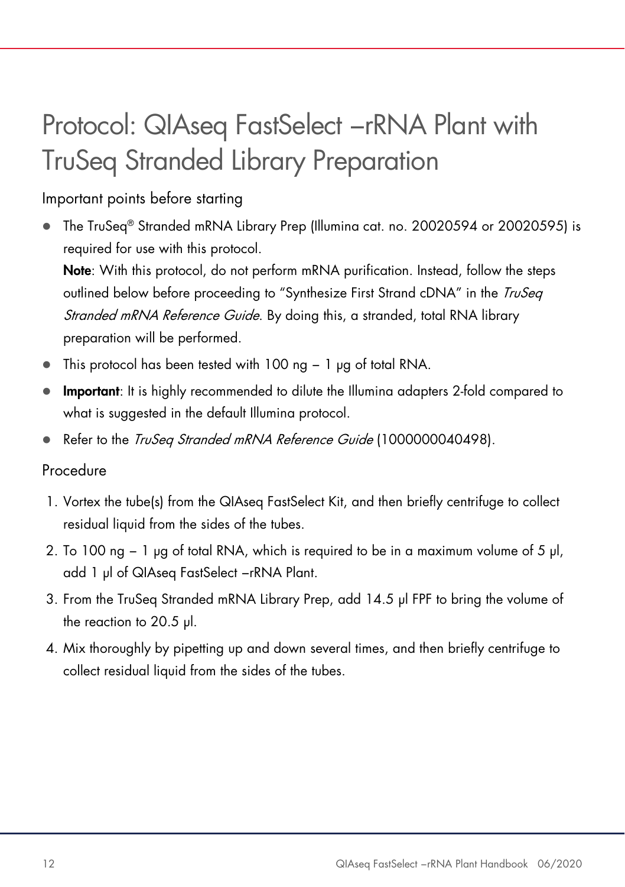# Protocol: QIAseq FastSelect –rRNA Plant with TruSeq Stranded Library Preparation

## Important points before starting

- The TruSeq® Stranded mRNA Library Prep (Illumina cat. no. 20020594 or 20020595) is required for use with this protocol.

  **Note**: With this protocol, do not perform mRNA purification. Instead, follow the steps outlined below before proceeding to "Synthesize First Strand cDNA" in the *TruSeq Stranded mRNA Reference Guide*. By doing this, a stranded, total RNA library preparation will be performed.
- This protocol has been tested with 100 ng – 1 µg of total RNA.
- **Important**: It is highly recommended to dilute the Illumina adapters 2-fold compared to what is suggested in the default Illumina protocol.
- Refer to the *TruSeq Stranded mRNA Reference Guide* (1000000040498).

## Procedure

1. Vortex the tube(s) from the QIAseq FastSelect Kit, and then briefly centrifuge to collect residual liquid from the sides of the tubes.
2. To 100 ng – 1 µg of total RNA, which is required to be in a maximum volume of 5 µl, add 1 µl of QIAseq FastSelect –rRNA Plant.
3. From the TruSeq Stranded mRNA Library Prep, add 14.5 µl FPF to bring the volume of the reaction to 20.5 µl.
4. Mix thoroughly by pipetting up and down several times, and then briefly centrifuge to collect residual liquid from the sides of the tubes.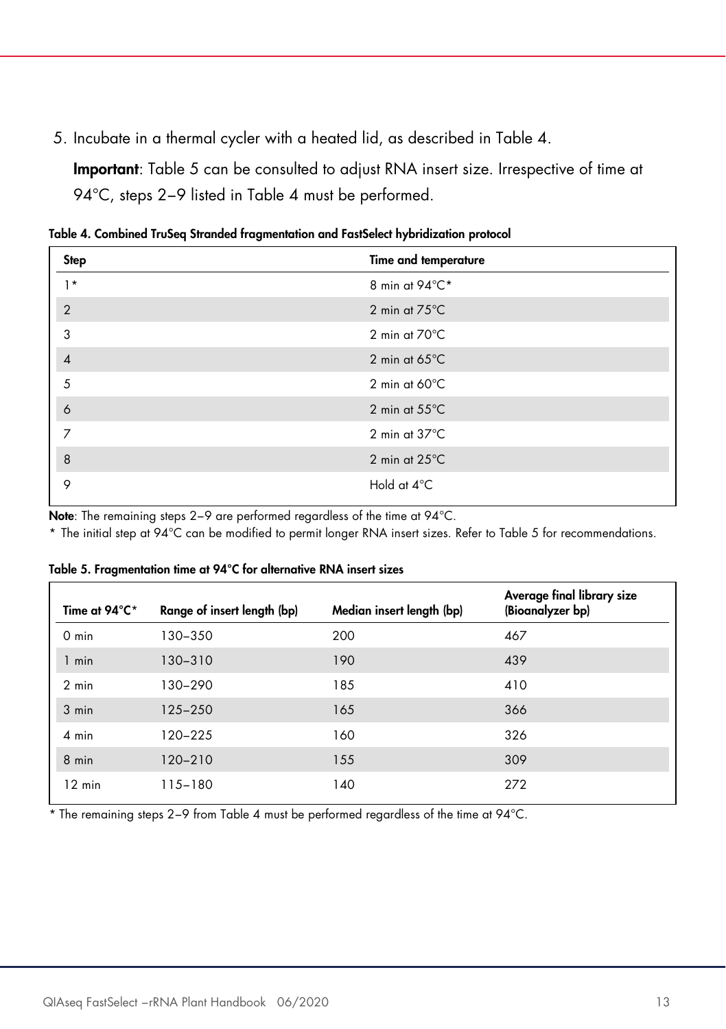5. Incubate in a thermal cycler with a heated lid, as described in Table 4.

   **Important**: Table 5 can be consulted to adjust RNA insert size. Irrespective of time at 94°C, steps 2–9 listed in Table 4 must be performed.

**Table 4. Combined TruSeq Stranded fragmentation and FastSelect hybridization protocol**

| Step | Time and temperature |
|---|---|
| 1* | 8 min at 94°C* |
| 2 | 2 min at 75°C |
| 3 | 2 min at 70°C |
| 4 | 2 min at 65°C |
| 5 | 2 min at 60°C |
| 6 | 2 min at 55°C |
| 7 | 2 min at 37°C |
| 8 | 2 min at 25°C |
| 9 | Hold at 4°C |

**Note**: The remaining steps 2–9 are performed regardless of the time at 94°C.

\* The initial step at 94°C can be modified to permit longer RNA insert sizes. Refer to Table 5 for recommendations.

**Table 5. Fragmentation time at 94°C for alternative RNA insert sizes**

| Time at 94°C* | Range of insert length (bp) | Median insert length (bp) | Average final library size (Bioanalyzer bp) |
|---|---|---|---|
| 0 min | 130–350 | 200 | 467 |
| 1 min | 130–310 | 190 | 439 |
| 2 min | 130–290 | 185 | 410 |
| 3 min | 125–250 | 165 | 366 |
| 4 min | 120–225 | 160 | 326 |
| 8 min | 120–210 | 155 | 309 |
| 12 min | 115–180 | 140 | 272 |

\* The remaining steps 2–9 from Table 4 must be performed regardless of the time at 94°C.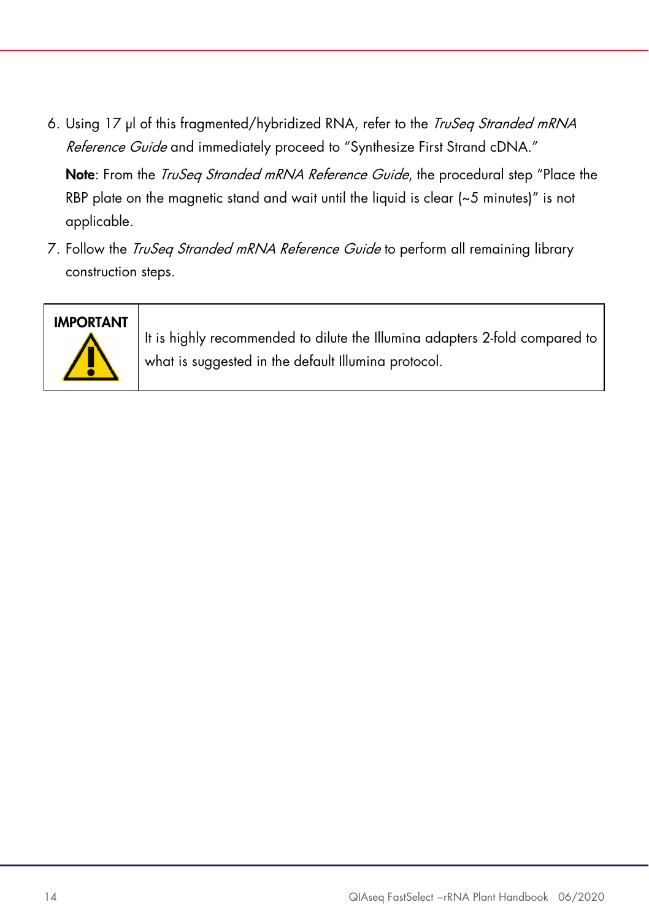6. Using 17 µl of this fragmented/hybridized RNA, refer to the *TruSeq Stranded mRNA Reference Guide* and immediately proceed to "Synthesize First Strand cDNA."

   **Note**: From the *TruSeq Stranded mRNA Reference Guide*, the procedural step "Place the RBP plate on the magnetic stand and wait until the liquid is clear (~5 minutes)" is not applicable.

7. Follow the *TruSeq Stranded mRNA Reference Guide* to perform all remaining library construction steps.

| **IMPORTANT** | It is highly recommended to dilute the Illumina adapters 2-fold compared to what is suggested in the default Illumina protocol. |
|---|---|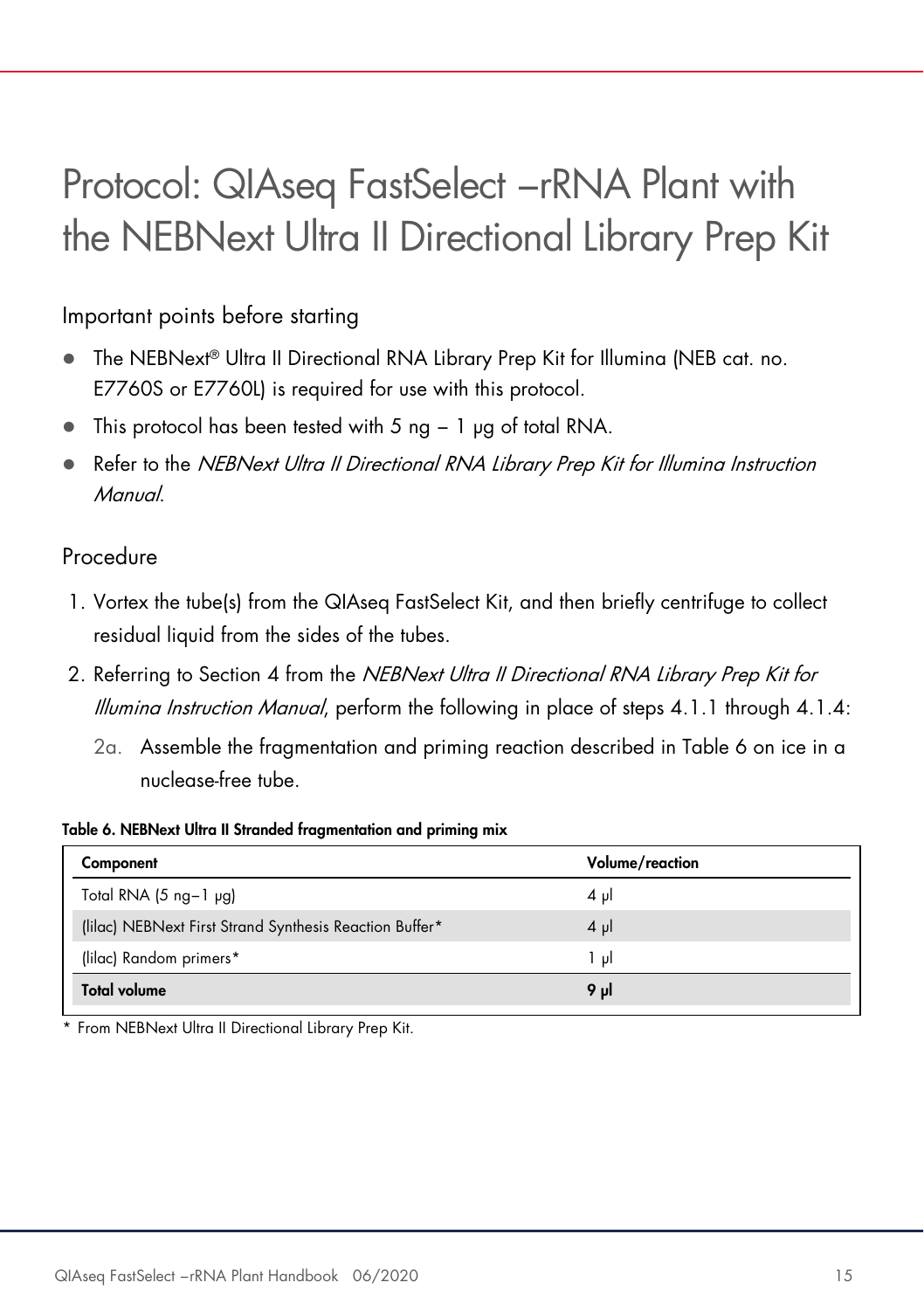# Protocol: QIAseq FastSelect –rRNA Plant with the NEBNext Ultra II Directional Library Prep Kit

## Important points before starting

- The NEBNext® Ultra II Directional RNA Library Prep Kit for Illumina (NEB cat. no. E7760S or E7760L) is required for use with this protocol.
- This protocol has been tested with 5 ng – 1 µg of total RNA.
- Refer to the *NEBNext Ultra II Directional RNA Library Prep Kit for Illumina Instruction Manual*.

## Procedure

1. Vortex the tube(s) from the QIAseq FastSelect Kit, and then briefly centrifuge to collect residual liquid from the sides of the tubes.
2. Referring to Section 4 from the *NEBNext Ultra II Directional RNA Library Prep Kit for Illumina Instruction Manual*, perform the following in place of steps 4.1.1 through 4.1.4:

   2a. Assemble the fragmentation and priming reaction described in Table 6 on ice in a nuclease-free tube.

**Table 6. NEBNext Ultra II Stranded fragmentation and priming mix**

| Component | Volume/reaction |
|---|---|
| Total RNA (5 ng–1 µg) | 4 µl |
| (lilac) NEBNext First Strand Synthesis Reaction Buffer* | 4 µl |
| (lilac) Random primers* | 1 µl |
| **Total volume** | **9 µl** |

\* From NEBNext Ultra II Directional Library Prep Kit.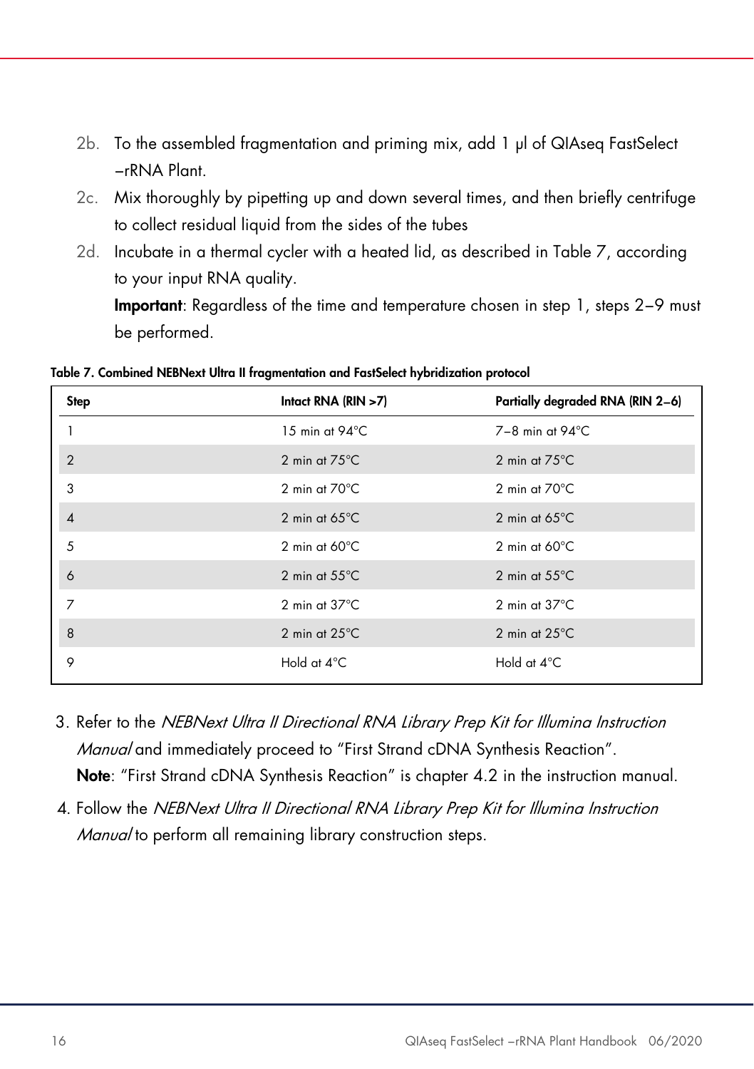2b. To the assembled fragmentation and priming mix, add 1 µl of QIAseq FastSelect −rRNA Plant.

2c. Mix thoroughly by pipetting up and down several times, and then briefly centrifuge to collect residual liquid from the sides of the tubes

2d. Incubate in a thermal cycler with a heated lid, as described in Table 7, according to your input RNA quality.

**Important**: Regardless of the time and temperature chosen in step 1, steps 2–9 must be performed.

**Table 7. Combined NEBNext Ultra II fragmentation and FastSelect hybridization protocol**

| Step | Intact RNA (RIN >7) | Partially degraded RNA (RIN 2–6) |
|---|---|---|
| 1 | 15 min at 94°C | 7–8 min at 94°C |
| 2 | 2 min at 75°C | 2 min at 75°C |
| 3 | 2 min at 70°C | 2 min at 70°C |
| 4 | 2 min at 65°C | 2 min at 65°C |
| 5 | 2 min at 60°C | 2 min at 60°C |
| 6 | 2 min at 55°C | 2 min at 55°C |
| 7 | 2 min at 37°C | 2 min at 37°C |
| 8 | 2 min at 25°C | 2 min at 25°C |
| 9 | Hold at 4°C | Hold at 4°C |

3. Refer to the *NEBNext Ultra II Directional RNA Library Prep Kit for Illumina Instruction Manual* and immediately proceed to "First Strand cDNA Synthesis Reaction".
   **Note**: "First Strand cDNA Synthesis Reaction" is chapter 4.2 in the instruction manual.
4. Follow the *NEBNext Ultra II Directional RNA Library Prep Kit for Illumina Instruction Manual* to perform all remaining library construction steps.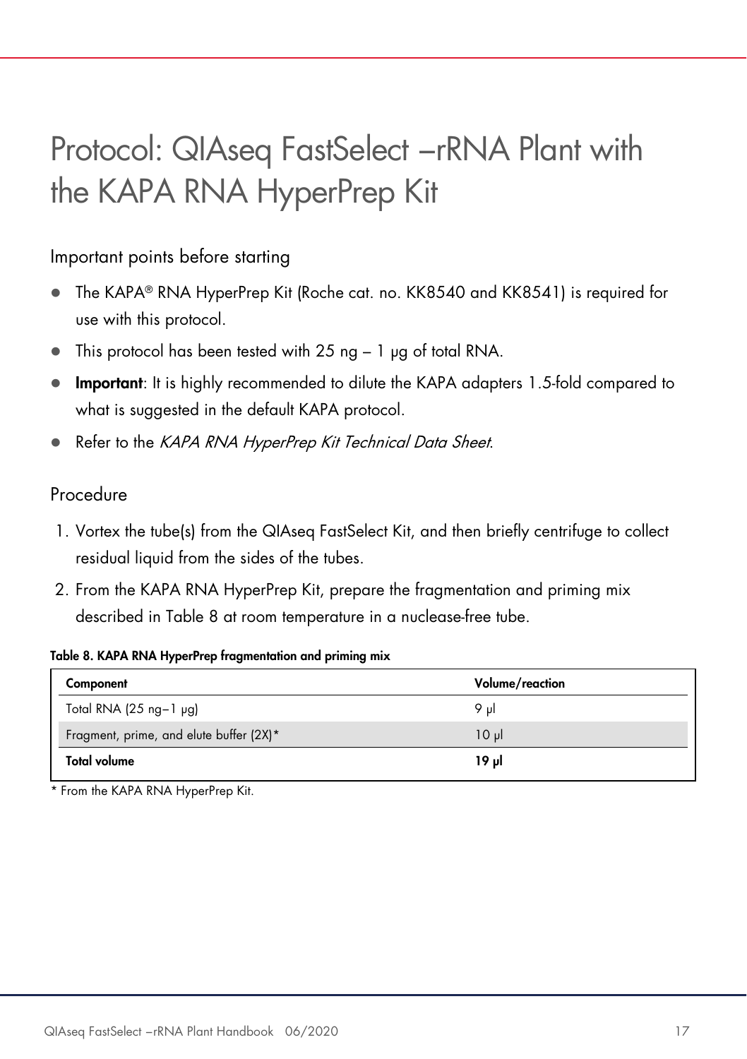# Protocol: QIAseq FastSelect –rRNA Plant with the KAPA RNA HyperPrep Kit

## Important points before starting

- The KAPA® RNA HyperPrep Kit (Roche cat. no. KK8540 and KK8541) is required for use with this protocol.
- This protocol has been tested with 25 ng – 1 µg of total RNA.
- **Important**: It is highly recommended to dilute the KAPA adapters 1.5-fold compared to what is suggested in the default KAPA protocol.
- Refer to the *KAPA RNA HyperPrep Kit Technical Data Sheet*.

## Procedure

1. Vortex the tube(s) from the QIAseq FastSelect Kit, and then briefly centrifuge to collect residual liquid from the sides of the tubes.
2. From the KAPA RNA HyperPrep Kit, prepare the fragmentation and priming mix described in Table 8 at room temperature in a nuclease-free tube.

**Table 8. KAPA RNA HyperPrep fragmentation and priming mix**

| Component | Volume/reaction |
|---|---|
| Total RNA (25 ng–1 µg) | 9 µl |
| Fragment, prime, and elute buffer (2X)* | 10 µl |
| **Total volume** | **19 µl** |

\* From the KAPA RNA HyperPrep Kit.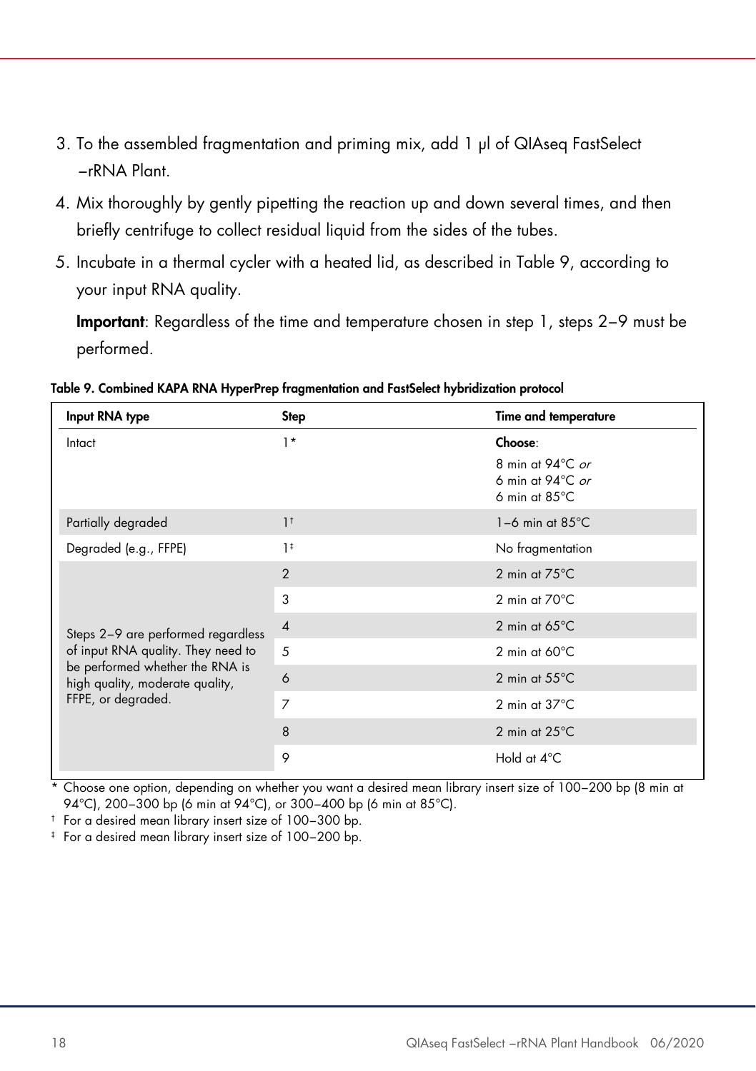3. To the assembled fragmentation and priming mix, add 1 µl of QIAseq FastSelect –rRNA Plant.
4. Mix thoroughly by gently pipetting the reaction up and down several times, and then briefly centrifuge to collect residual liquid from the sides of the tubes.
5. Incubate in a thermal cycler with a heated lid, as described in Table 9, according to your input RNA quality.

   **Important**: Regardless of the time and temperature chosen in step 1, steps 2–9 must be performed.

**Table 9. Combined KAPA RNA HyperPrep fragmentation and FastSelect hybridization protocol**

| Input RNA type | Step | Time and temperature |
|---|---|---|
| Intact | 1* | **Choose**:<br>8 min at 94°C *or*<br>6 min at 94°C *or*<br>6 min at 85°C |
| Partially degraded | 1† | 1–6 min at 85°C |
| Degraded (e.g., FFPE) | 1‡ | No fragmentation |
| Steps 2–9 are performed regardless of input RNA quality. They need to be performed whether the RNA is high quality, moderate quality, FFPE, or degraded. | 2 | 2 min at 75°C |
| | 3 | 2 min at 70°C |
| | 4 | 2 min at 65°C |
| | 5 | 2 min at 60°C |
| | 6 | 2 min at 55°C |
| | 7 | 2 min at 37°C |
| | 8 | 2 min at 25°C |
| | 9 | Hold at 4°C |

\* Choose one option, depending on whether you want a desired mean library insert size of 100–200 bp (8 min at 94°C), 200–300 bp (6 min at 94°C), or 300–400 bp (6 min at 85°C).

† For a desired mean library insert size of 100–300 bp.

‡ For a desired mean library insert size of 100–200 bp.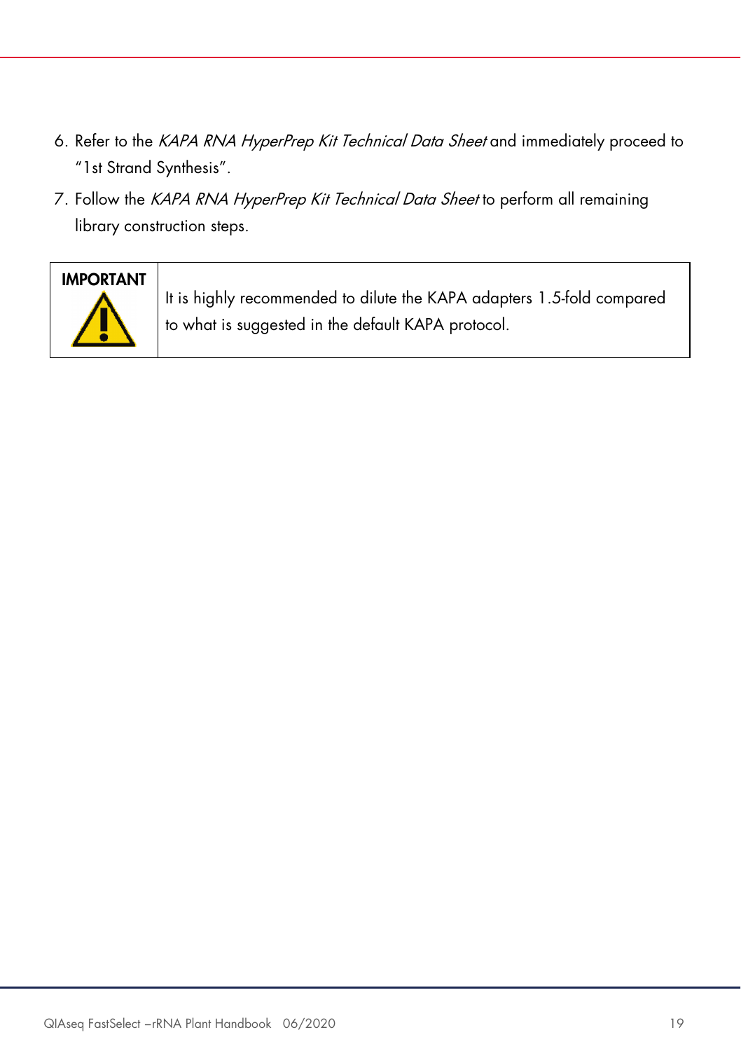6. Refer to the *KAPA RNA HyperPrep Kit Technical Data Sheet* and immediately proceed to "1st Strand Synthesis".
7. Follow the *KAPA RNA HyperPrep Kit Technical Data Sheet* to perform all remaining library construction steps.

| **IMPORTANT** | It is highly recommended to dilute the KAPA adapters 1.5-fold compared to what is suggested in the default KAPA protocol. |
| --- | --- |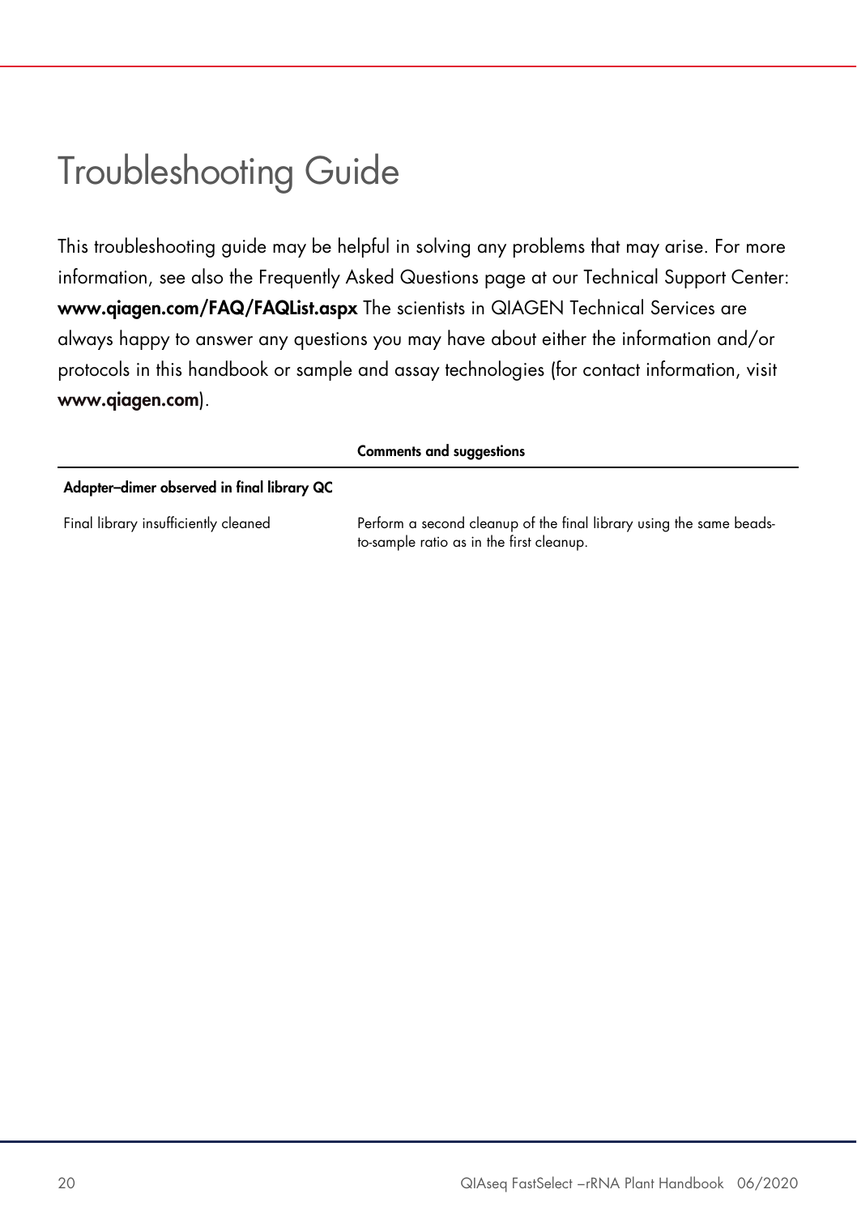# Troubleshooting Guide

This troubleshooting guide may be helpful in solving any problems that may arise. For more information, see also the Frequently Asked Questions page at our Technical Support Center: **www.qiagen.com/FAQ/FAQList.aspx** The scientists in QIAGEN Technical Services are always happy to answer any questions you may have about either the information and/or protocols in this handbook or sample and assay technologies (for contact information, visit **www.qiagen.com**).

| | **Comments and suggestions** |
|---|---|
| **Adapter–dimer observed in final library QC** | |
| Final library insufficiently cleaned | Perform a second cleanup of the final library using the same beads-to-sample ratio as in the first cleanup. |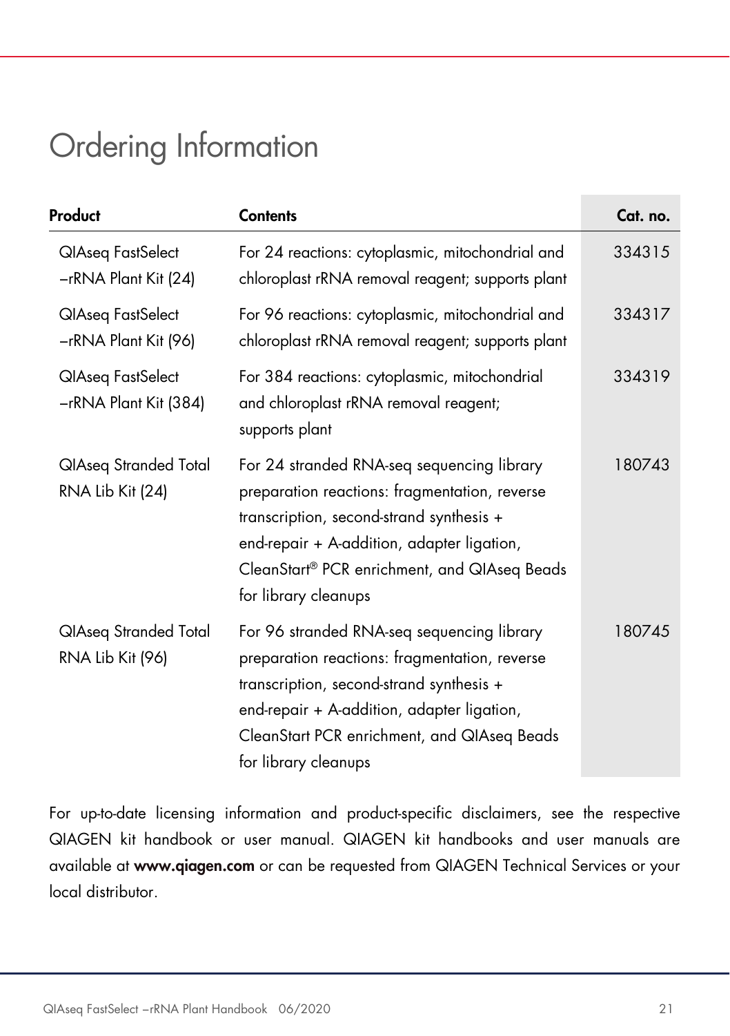# Ordering Information

| Product | Contents | Cat. no. |
|---|---|---|
| QIAseq FastSelect −rRNA Plant Kit (24) | For 24 reactions: cytoplasmic, mitochondrial and chloroplast rRNA removal reagent; supports plant | 334315 |
| QIAseq FastSelect −rRNA Plant Kit (96) | For 96 reactions: cytoplasmic, mitochondrial and chloroplast rRNA removal reagent; supports plant | 334317 |
| QIAseq FastSelect −rRNA Plant Kit (384) | For 384 reactions: cytoplasmic, mitochondrial and chloroplast rRNA removal reagent; supports plant | 334319 |
| QIAseq Stranded Total RNA Lib Kit (24) | For 24 stranded RNA-seq sequencing library preparation reactions: fragmentation, reverse transcription, second-strand synthesis + end-repair + A-addition, adapter ligation, CleanStart® PCR enrichment, and QIAseq Beads for library cleanups | 180743 |
| QIAseq Stranded Total RNA Lib Kit (96) | For 96 stranded RNA-seq sequencing library preparation reactions: fragmentation, reverse transcription, second-strand synthesis + end-repair + A-addition, adapter ligation, CleanStart PCR enrichment, and QIAseq Beads for library cleanups | 180745 |

For up-to-date licensing information and product-specific disclaimers, see the respective QIAGEN kit handbook or user manual. QIAGEN kit handbooks and user manuals are available at **www.qiagen.com** or can be requested from QIAGEN Technical Services or your local distributor.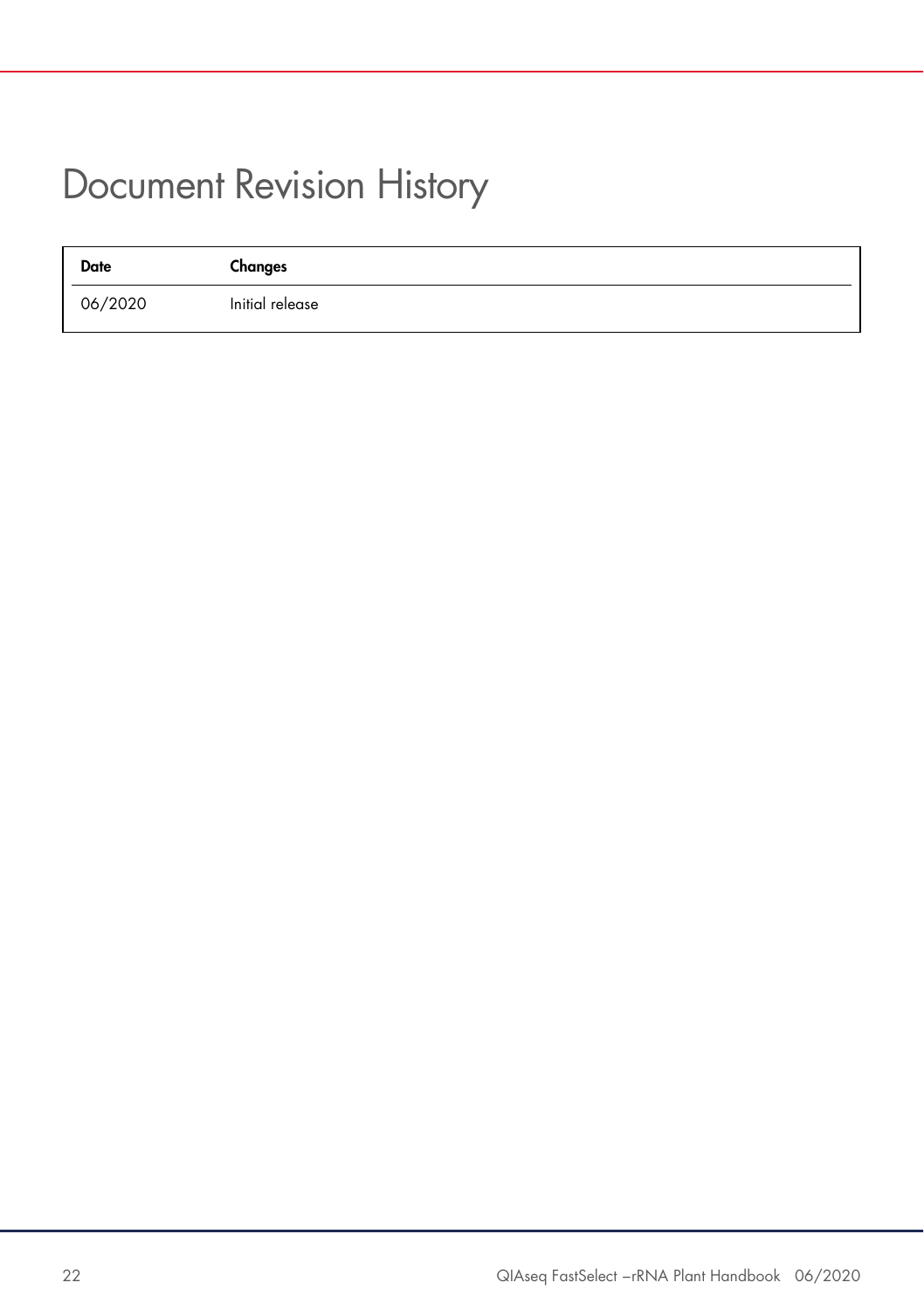# Document Revision History

| Date | Changes |
| --- | --- |
| 06/2020 | Initial release |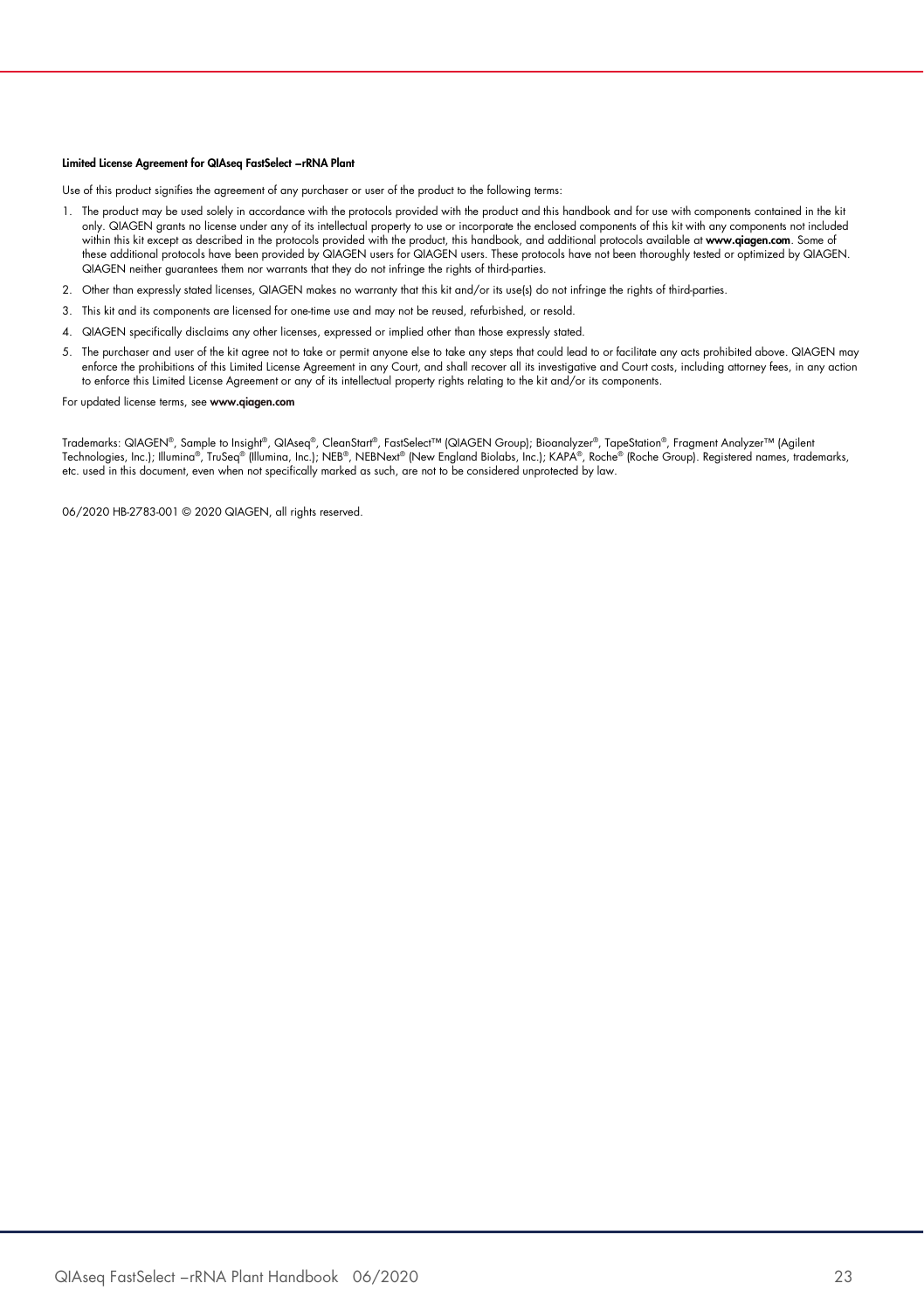**Limited License Agreement for QIAseq FastSelect –rRNA Plant**

Use of this product signifies the agreement of any purchaser or user of the product to the following terms:

1. The product may be used solely in accordance with the protocols provided with the product and this handbook and for use with components contained in the kit only. QIAGEN grants no license under any of its intellectual property to use or incorporate the enclosed components of this kit with any components not included within this kit except as described in the protocols provided with the product, this handbook, and additional protocols available at **www.qiagen.com**. Some of these additional protocols have been provided by QIAGEN users for QIAGEN users. These protocols have not been thoroughly tested or optimized by QIAGEN. QIAGEN neither guarantees them nor warrants that they do not infringe the rights of third-parties.
2. Other than expressly stated licenses, QIAGEN makes no warranty that this kit and/or its use(s) do not infringe the rights of third-parties.
3. This kit and its components are licensed for one-time use and may not be reused, refurbished, or resold.
4. QIAGEN specifically disclaims any other licenses, expressed or implied other than those expressly stated.
5. The purchaser and user of the kit agree not to take or permit anyone else to take any steps that could lead to or facilitate any acts prohibited above. QIAGEN may enforce the prohibitions of this Limited License Agreement in any Court, and shall recover all its investigative and Court costs, including attorney fees, in any action to enforce this Limited License Agreement or any of its intellectual property rights relating to the kit and/or its components.

For updated license terms, see **www.qiagen.com**

Trademarks: QIAGEN®, Sample to Insight®, QIAseq®, CleanStart®, FastSelect™ (QIAGEN Group); Bioanalyzer®, TapeStation®, Fragment Analyzer™ (Agilent Technologies, Inc.); Illumina®, TruSeq® (Illumina, Inc.); NEB®, NEBNext® (New England Biolabs, Inc.); KAPA®, Roche® (Roche Group). Registered names, trademarks, etc. used in this document, even when not specifically marked as such, are not to be considered unprotected by law.

06/2020 HB-2783-001 © 2020 QIAGEN, all rights reserved.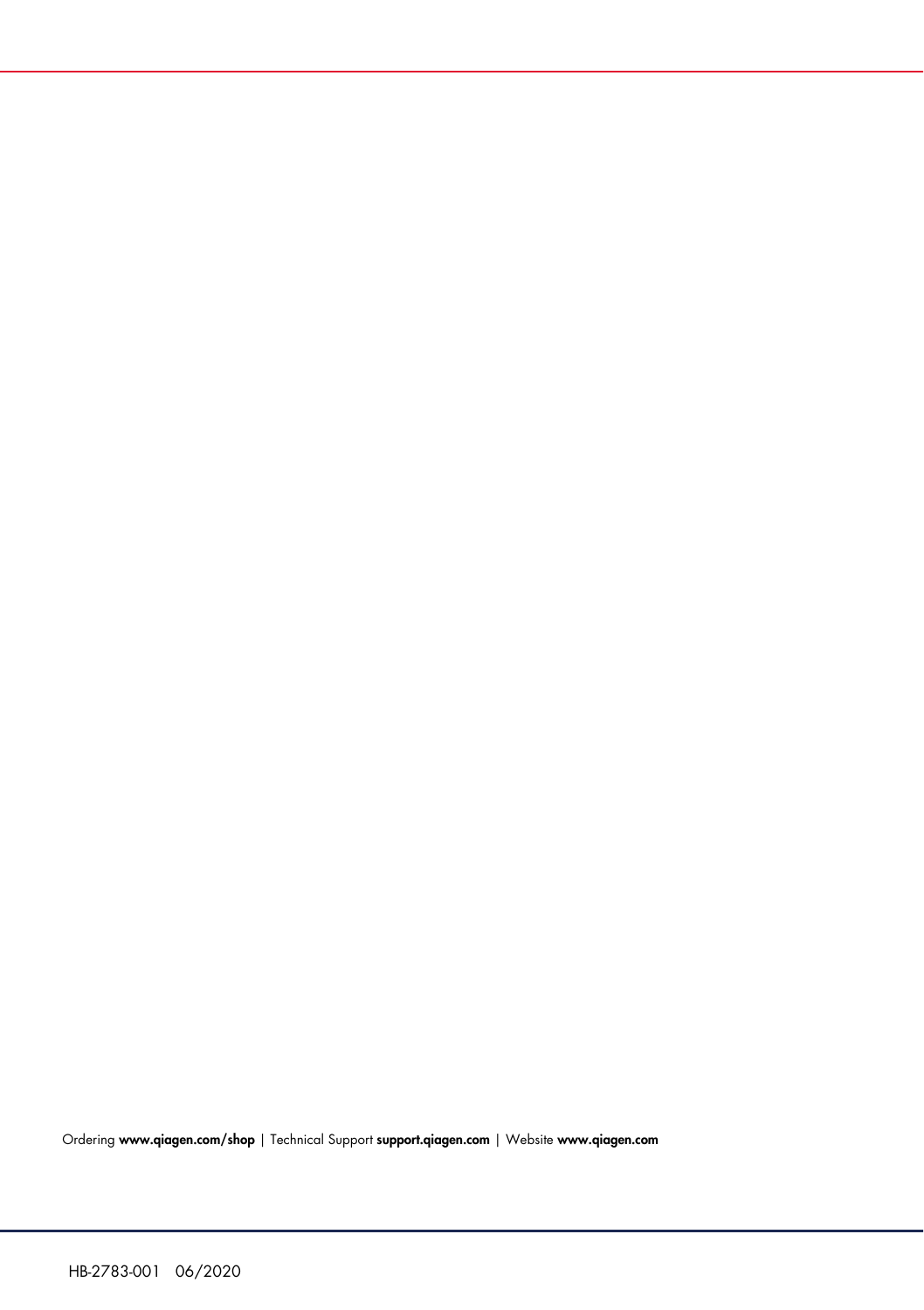Ordering **www.qiagen.com/shop** | Technical Support **support.qiagen.com** | Website **www.qiagen.com**

HB-2783-001 06/2020